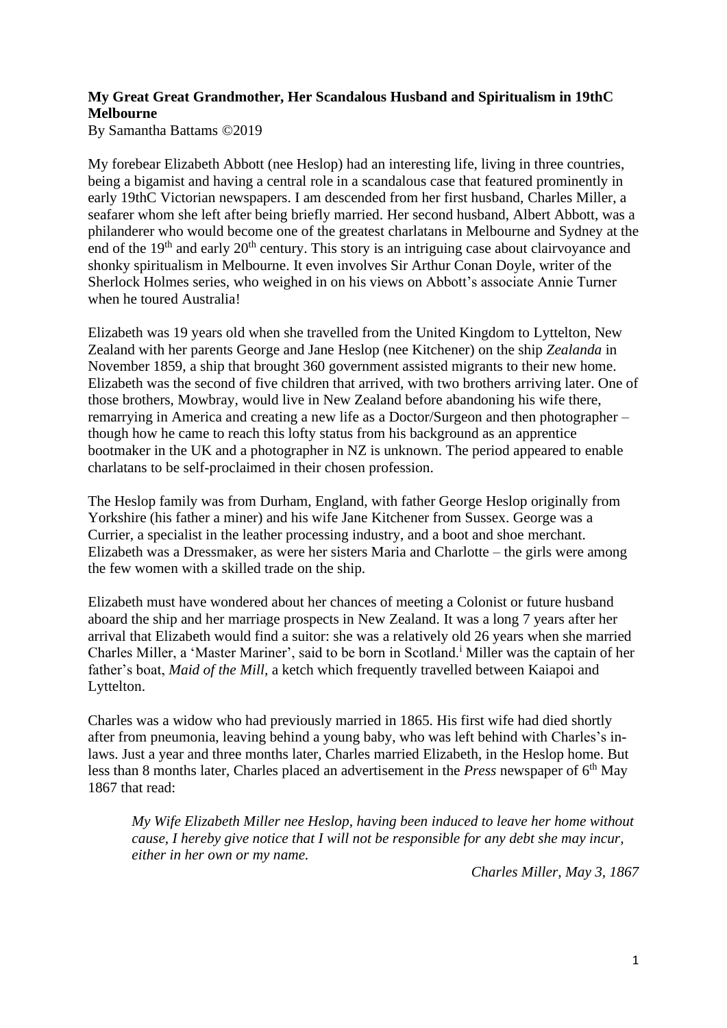**My Great Great Grandmother, Her Scandalous Husband and Spiritualism in 19thC Melbourne**

By Samantha Battams ©2019

My forebear Elizabeth Abbott (nee Heslop) had an interesting life, living in three countries, being a bigamist and having a central role in a scandalous case that featured prominently in early 19thC Victorian newspapers. I am descended from her first husband, Charles Miller, a seafarer whom she left after being briefly married. Her second husband, Albert Abbott, was a philanderer who would become one of the greatest charlatans in Melbourne and Sydney at the end of the 19th and early 20th century. This story is an intriguing case about clairvoyance and shonky spiritualism in Melbourne. It even involves Sir Arthur Conan Doyle, writer of the Sherlock Holmes series, who weighed in on his views on Abbott's associate Annie Turner when he toured Australia!

Elizabeth was 19 years old when she travelled from the United Kingdom to Lyttelton, New Zealand with her parents George and Jane Heslop (nee Kitchener) on the ship *Zealanda* in November 1859, a ship that brought 360 government assisted migrants to their new home. Elizabeth was the second of five children that arrived, with two brothers arriving later. One of those brothers, Mowbray, would live in New Zealand before abandoning his wife there, remarrying in America and creating a new life as a Doctor/Surgeon and then photographer – though how he came to reach this lofty status from his background as an apprentice bootmaker in the UK and a photographer in NZ is unknown. The period appeared to enable charlatans to be self-proclaimed in their chosen profession.

The Heslop family was from Durham, England, with father George Heslop originally from Yorkshire (his father a miner) and his wife Jane Kitchener from Sussex. George was a Currier, a specialist in the leather processing industry, and a boot and shoe merchant. Elizabeth was a Dressmaker, as were her sisters Maria and Charlotte – the girls were among the few women with a skilled trade on the ship.

Elizabeth must have wondered about her chances of meeting a Colonist or future husband aboard the ship and her marriage prospects in New Zealand. It was a long 7 years after her arrival that Elizabeth would find a suitor: she was a relatively old 26 years when she married Charles Miller, a 'Master Mariner', said to be born in Scotland.[i] Miller was the captain of her father's boat, *Maid of the Mill*, a ketch which frequently travelled between Kaiapoi and Lyttelton.

Charles was a widow who had previously married in 1865. His first wife had died shortly after from pneumonia, leaving behind a young baby, who was left behind with Charles's in-laws. Just a year and three months later, Charles married Elizabeth, in the Heslop home. But less than 8 months later, Charles placed an advertisement in the *Press* newspaper of 6th May 1867 that read:

> *My Wife Elizabeth Miller nee Heslop, having been induced to leave her home without cause, I hereby give notice that I will not be responsible for any debt she may incur, either in her own or my name.*
>
> *Charles Miller, May 3, 1867*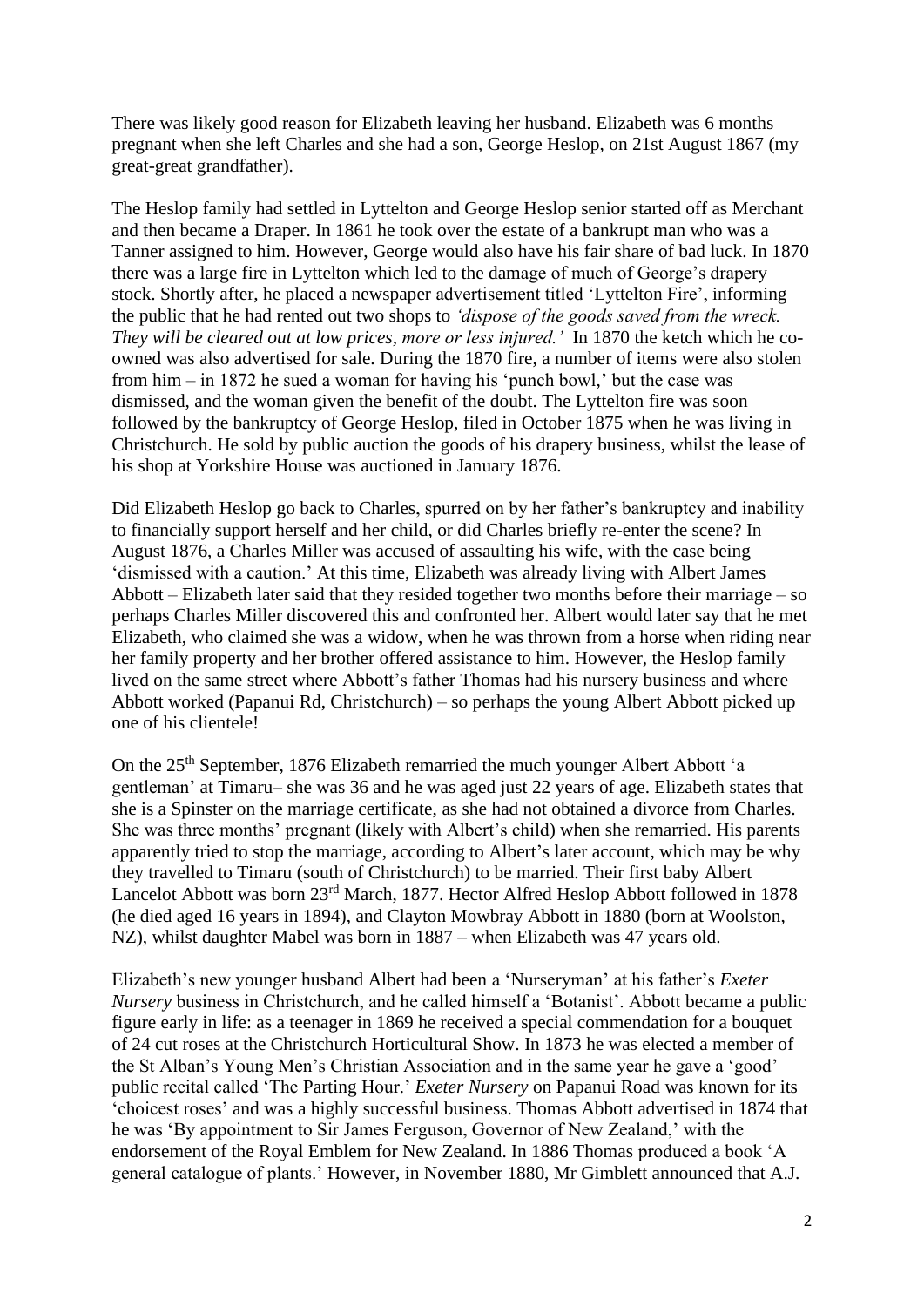There was likely good reason for Elizabeth leaving her husband. Elizabeth was 6 months pregnant when she left Charles and she had a son, George Heslop, on 21st August 1867 (my great-great grandfather).

The Heslop family had settled in Lyttelton and George Heslop senior started off as Merchant and then became a Draper. In 1861 he took over the estate of a bankrupt man who was a Tanner assigned to him. However, George would also have his fair share of bad luck. In 1870 there was a large fire in Lyttelton which led to the damage of much of George's drapery stock. Shortly after, he placed a newspaper advertisement titled 'Lyttelton Fire', informing the public that he had rented out two shops to *'dispose of the goods saved from the wreck. They will be cleared out at low prices, more or less injured.'* In 1870 the ketch which he co-owned was also advertised for sale. During the 1870 fire, a number of items were also stolen from him – in 1872 he sued a woman for having his 'punch bowl,' but the case was dismissed, and the woman given the benefit of the doubt. The Lyttelton fire was soon followed by the bankruptcy of George Heslop, filed in October 1875 when he was living in Christchurch. He sold by public auction the goods of his drapery business, whilst the lease of his shop at Yorkshire House was auctioned in January 1876.

Did Elizabeth Heslop go back to Charles, spurred on by her father's bankruptcy and inability to financially support herself and her child, or did Charles briefly re-enter the scene? In August 1876, a Charles Miller was accused of assaulting his wife, with the case being 'dismissed with a caution.' At this time, Elizabeth was already living with Albert James Abbott – Elizabeth later said that they resided together two months before their marriage – so perhaps Charles Miller discovered this and confronted her. Albert would later say that he met Elizabeth, who claimed she was a widow, when he was thrown from a horse when riding near her family property and her brother offered assistance to him. However, the Heslop family lived on the same street where Abbott's father Thomas had his nursery business and where Abbott worked (Papanui Rd, Christchurch) – so perhaps the young Albert Abbott picked up one of his clientele!

On the 25th September, 1876 Elizabeth remarried the much younger Albert Abbott 'a gentleman' at Timaru– she was 36 and he was aged just 22 years of age. Elizabeth states that she is a Spinster on the marriage certificate, as she had not obtained a divorce from Charles. She was three months' pregnant (likely with Albert's child) when she remarried. His parents apparently tried to stop the marriage, according to Albert's later account, which may be why they travelled to Timaru (south of Christchurch) to be married. Their first baby Albert Lancelot Abbott was born 23rd March, 1877. Hector Alfred Heslop Abbott followed in 1878 (he died aged 16 years in 1894), and Clayton Mowbray Abbott in 1880 (born at Woolston, NZ), whilst daughter Mabel was born in 1887 – when Elizabeth was 47 years old.

Elizabeth's new younger husband Albert had been a 'Nurseryman' at his father's *Exeter Nursery* business in Christchurch, and he called himself a 'Botanist'. Abbott became a public figure early in life: as a teenager in 1869 he received a special commendation for a bouquet of 24 cut roses at the Christchurch Horticultural Show. In 1873 he was elected a member of the St Alban's Young Men's Christian Association and in the same year he gave a 'good' public recital called 'The Parting Hour.' *Exeter Nursery* on Papanui Road was known for its 'choicest roses' and was a highly successful business. Thomas Abbott advertised in 1874 that he was 'By appointment to Sir James Ferguson, Governor of New Zealand,' with the endorsement of the Royal Emblem for New Zealand. In 1886 Thomas produced a book 'A general catalogue of plants.' However, in November 1880, Mr Gimblett announced that A.J.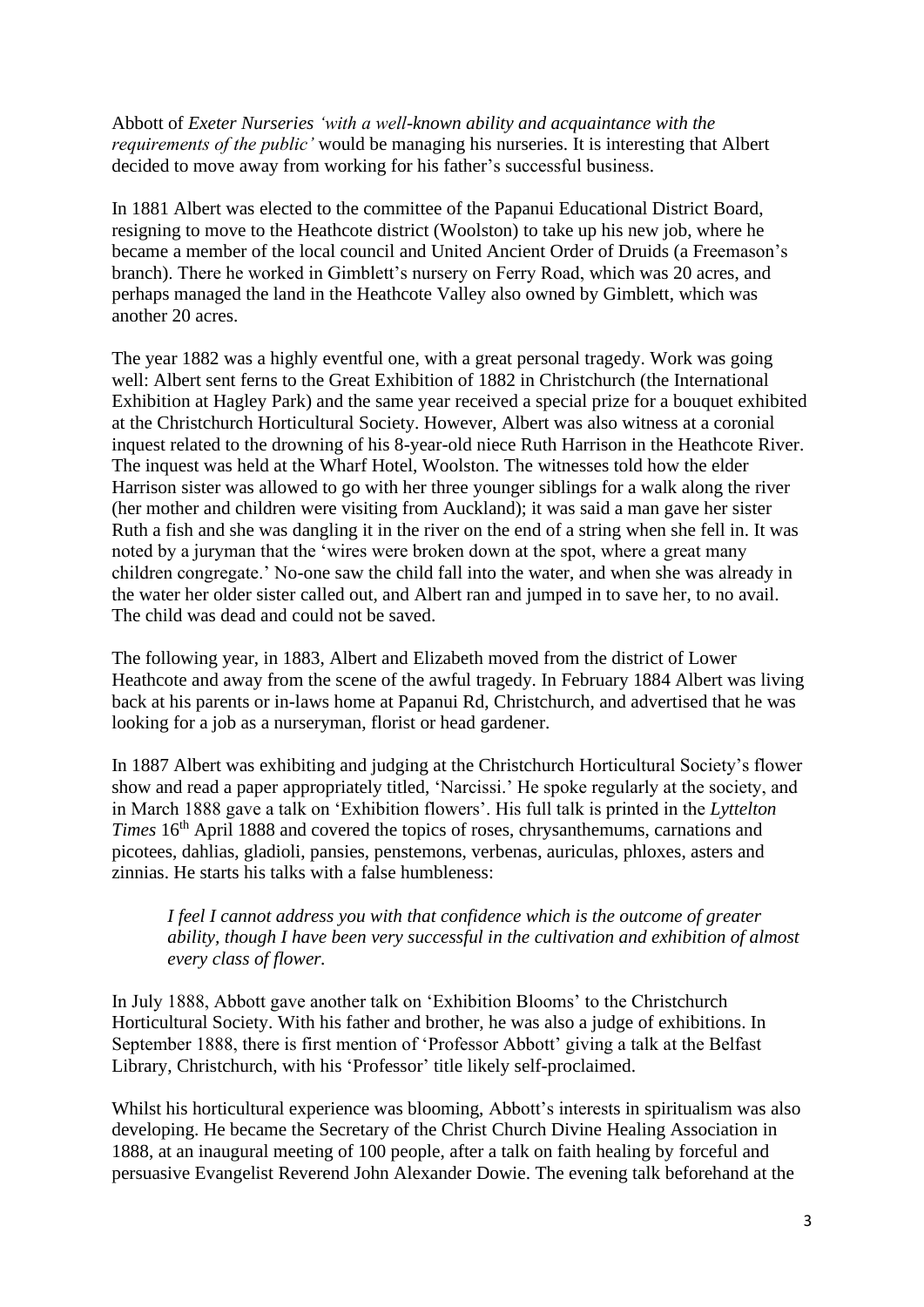Abbott of *Exeter Nurseries 'with a well-known ability and acquaintance with the requirements of the public'* would be managing his nurseries. It is interesting that Albert decided to move away from working for his father's successful business.

In 1881 Albert was elected to the committee of the Papanui Educational District Board, resigning to move to the Heathcote district (Woolston) to take up his new job, where he became a member of the local council and United Ancient Order of Druids (a Freemason's branch). There he worked in Gimblett's nursery on Ferry Road, which was 20 acres, and perhaps managed the land in the Heathcote Valley also owned by Gimblett, which was another 20 acres.

The year 1882 was a highly eventful one, with a great personal tragedy. Work was going well: Albert sent ferns to the Great Exhibition of 1882 in Christchurch (the International Exhibition at Hagley Park) and the same year received a special prize for a bouquet exhibited at the Christchurch Horticultural Society. However, Albert was also witness at a coronial inquest related to the drowning of his 8-year-old niece Ruth Harrison in the Heathcote River. The inquest was held at the Wharf Hotel, Woolston. The witnesses told how the elder Harrison sister was allowed to go with her three younger siblings for a walk along the river (her mother and children were visiting from Auckland); it was said a man gave her sister Ruth a fish and she was dangling it in the river on the end of a string when she fell in. It was noted by a juryman that the 'wires were broken down at the spot, where a great many children congregate.' No-one saw the child fall into the water, and when she was already in the water her older sister called out, and Albert ran and jumped in to save her, to no avail. The child was dead and could not be saved.

The following year, in 1883, Albert and Elizabeth moved from the district of Lower Heathcote and away from the scene of the awful tragedy. In February 1884 Albert was living back at his parents or in-laws home at Papanui Rd, Christchurch, and advertised that he was looking for a job as a nurseryman, florist or head gardener.

In 1887 Albert was exhibiting and judging at the Christchurch Horticultural Society's flower show and read a paper appropriately titled, 'Narcissi.' He spoke regularly at the society, and in March 1888 gave a talk on 'Exhibition flowers'. His full talk is printed in the *Lyttelton Times* 16th April 1888 and covered the topics of roses, chrysanthemums, carnations and picotees, dahlias, gladioli, pansies, penstemons, verbenas, auriculas, phloxes, asters and zinnias. He starts his talks with a false humbleness:

> *I feel I cannot address you with that confidence which is the outcome of greater ability, though I have been very successful in the cultivation and exhibition of almost every class of flower.*

In July 1888, Abbott gave another talk on 'Exhibition Blooms' to the Christchurch Horticultural Society. With his father and brother, he was also a judge of exhibitions. In September 1888, there is first mention of 'Professor Abbott' giving a talk at the Belfast Library, Christchurch, with his 'Professor' title likely self-proclaimed.

Whilst his horticultural experience was blooming, Abbott's interests in spiritualism was also developing. He became the Secretary of the Christ Church Divine Healing Association in 1888, at an inaugural meeting of 100 people, after a talk on faith healing by forceful and persuasive Evangelist Reverend John Alexander Dowie. The evening talk beforehand at the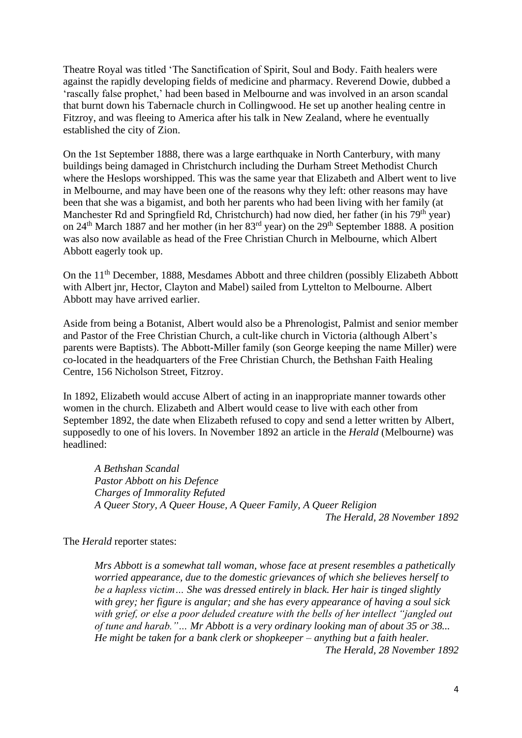Theatre Royal was titled 'The Sanctification of Spirit, Soul and Body. Faith healers were against the rapidly developing fields of medicine and pharmacy. Reverend Dowie, dubbed a 'rascally false prophet,' had been based in Melbourne and was involved in an arson scandal that burnt down his Tabernacle church in Collingwood. He set up another healing centre in Fitzroy, and was fleeing to America after his talk in New Zealand, where he eventually established the city of Zion.

On the 1st September 1888, there was a large earthquake in North Canterbury, with many buildings being damaged in Christchurch including the Durham Street Methodist Church where the Heslops worshipped. This was the same year that Elizabeth and Albert went to live in Melbourne, and may have been one of the reasons why they left: other reasons may have been that she was a bigamist, and both her parents who had been living with her family (at Manchester Rd and Springfield Rd, Christchurch) had now died, her father (in his 79th year) on 24th March 1887 and her mother (in her 83rd year) on the 29th September 1888. A position was also now available as head of the Free Christian Church in Melbourne, which Albert Abbott eagerly took up.

On the 11th December, 1888, Mesdames Abbott and three children (possibly Elizabeth Abbott with Albert jnr, Hector, Clayton and Mabel) sailed from Lyttelton to Melbourne. Albert Abbott may have arrived earlier.

Aside from being a Botanist, Albert would also be a Phrenologist, Palmist and senior member and Pastor of the Free Christian Church, a cult-like church in Victoria (although Albert's parents were Baptists). The Abbott-Miller family (son George keeping the name Miller) were co-located in the headquarters of the Free Christian Church, the Bethshan Faith Healing Centre, 156 Nicholson Street, Fitzroy.

In 1892, Elizabeth would accuse Albert of acting in an inappropriate manner towards other women in the church. Elizabeth and Albert would cease to live with each other from September 1892, the date when Elizabeth refused to copy and send a letter written by Albert, supposedly to one of his lovers. In November 1892 an article in the *Herald* (Melbourne) was headlined:

> *A Bethshan Scandal*
> *Pastor Abbott on his Defence*
> *Charges of Immorality Refuted*
> *A Queer Story, A Queer House, A Queer Family, A Queer Religion*
> *The Herald, 28 November 1892*

The *Herald* reporter states:

> *Mrs Abbott is a somewhat tall woman, whose face at present resembles a pathetically worried appearance, due to the domestic grievances of which she believes herself to be a hapless victim… She was dressed entirely in black. Her hair is tinged slightly with grey; her figure is angular; and she has every appearance of having a soul sick with grief, or else a poor deluded creature with the bells of her intellect "jangled out of tune and harab."… Mr Abbott is a very ordinary looking man of about 35 or 38... He might be taken for a bank clerk or shopkeeper – anything but a faith healer.*
> *The Herald, 28 November 1892*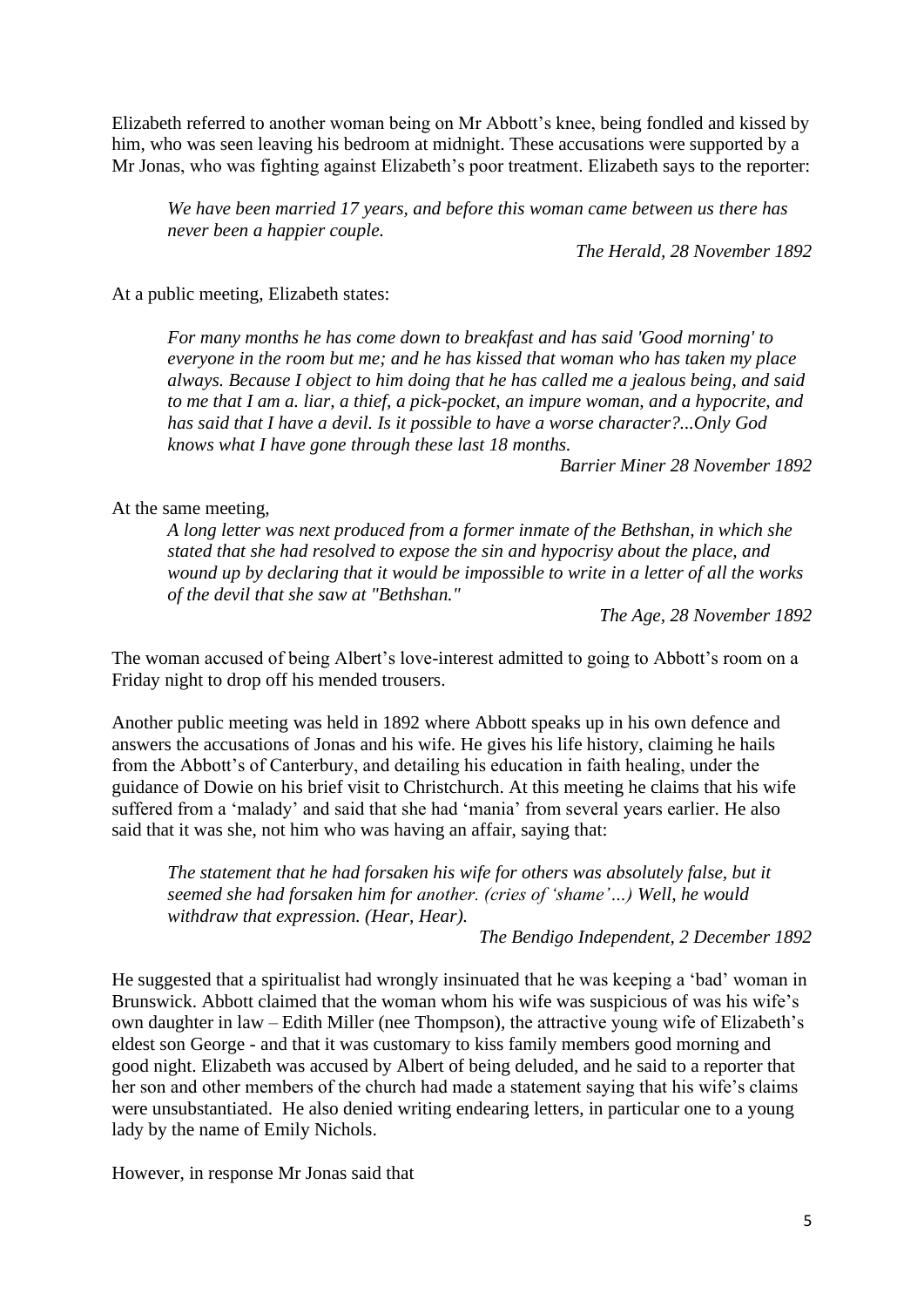Elizabeth referred to another woman being on Mr Abbott's knee, being fondled and kissed by him, who was seen leaving his bedroom at midnight. These accusations were supported by a Mr Jonas, who was fighting against Elizabeth's poor treatment. Elizabeth says to the reporter:

> *We have been married 17 years, and before this woman came between us there has never been a happier couple.*
>
> *The Herald, 28 November 1892*

At a public meeting, Elizabeth states:

> *For many months he has come down to breakfast and has said 'Good morning' to everyone in the room but me; and he has kissed that woman who has taken my place always. Because I object to him doing that he has called me a jealous being, and said to me that I am a. liar, a thief, a pick-pocket, an impure woman, and a hypocrite, and has said that I have a devil. Is it possible to have a worse character?...Only God knows what I have gone through these last 18 months.*
>
> *Barrier Miner 28 November 1892*

At the same meeting,

> *A long letter was next produced from a former inmate of the Bethshan, in which she stated that she had resolved to expose the sin and hypocrisy about the place, and wound up by declaring that it would be impossible to write in a letter of all the works of the devil that she saw at "Bethshan."*
>
> *The Age, 28 November 1892*

The woman accused of being Albert's love-interest admitted to going to Abbott's room on a Friday night to drop off his mended trousers.

Another public meeting was held in 1892 where Abbott speaks up in his own defence and answers the accusations of Jonas and his wife. He gives his life history, claiming he hails from the Abbott's of Canterbury, and detailing his education in faith healing, under the guidance of Dowie on his brief visit to Christchurch. At this meeting he claims that his wife suffered from a 'malady' and said that she had 'mania' from several years earlier. He also said that it was she, not him who was having an affair, saying that:

> *The statement that he had forsaken his wife for others was absolutely false, but it seemed she had forsaken him for another. (cries of 'shame'…) Well, he would withdraw that expression. (Hear, Hear).*
>
> *The Bendigo Independent, 2 December 1892*

He suggested that a spiritualist had wrongly insinuated that he was keeping a 'bad' woman in Brunswick. Abbott claimed that the woman whom his wife was suspicious of was his wife's own daughter in law – Edith Miller (nee Thompson), the attractive young wife of Elizabeth's eldest son George - and that it was customary to kiss family members good morning and good night. Elizabeth was accused by Albert of being deluded, and he said to a reporter that her son and other members of the church had made a statement saying that his wife's claims were unsubstantiated. He also denied writing endearing letters, in particular one to a young lady by the name of Emily Nichols.

However, in response Mr Jonas said that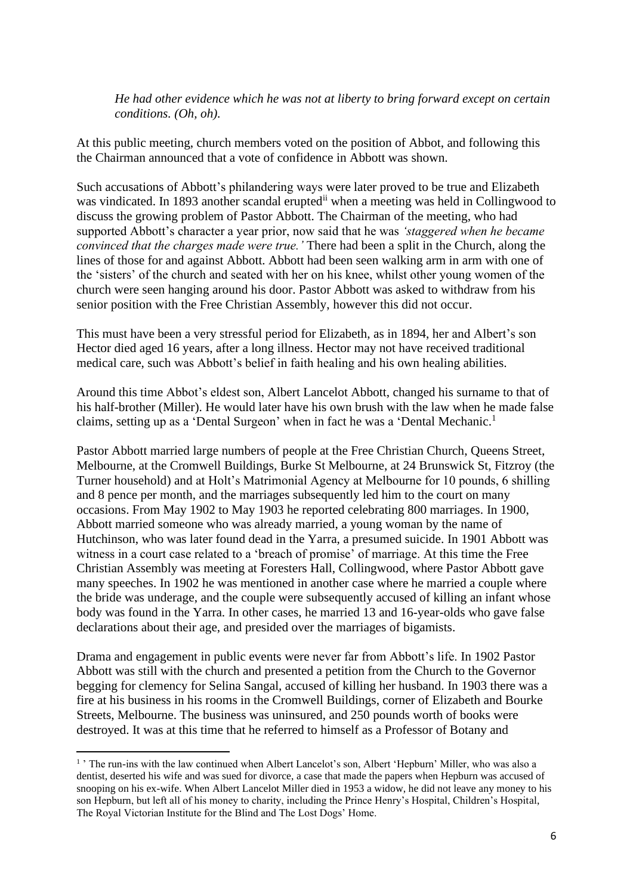*He had other evidence which he was not at liberty to bring forward except on certain conditions. (Oh, oh).*

At this public meeting, church members voted on the position of Abbot, and following this the Chairman announced that a vote of confidence in Abbott was shown.

Such accusations of Abbott's philandering ways were later proved to be true and Elizabeth was vindicated. In 1893 another scandal erupted[ii] when a meeting was held in Collingwood to discuss the growing problem of Pastor Abbott. The Chairman of the meeting, who had supported Abbott's character a year prior, now said that he was *'staggered when he became convinced that the charges made were true.'* There had been a split in the Church, along the lines of those for and against Abbott. Abbott had been seen walking arm in arm with one of the 'sisters' of the church and seated with her on his knee, whilst other young women of the church were seen hanging around his door. Pastor Abbott was asked to withdraw from his senior position with the Free Christian Assembly, however this did not occur.

This must have been a very stressful period for Elizabeth, as in 1894, her and Albert's son Hector died aged 16 years, after a long illness. Hector may not have received traditional medical care, such was Abbott's belief in faith healing and his own healing abilities.

Around this time Abbot's eldest son, Albert Lancelot Abbott, changed his surname to that of his half-brother (Miller). He would later have his own brush with the law when he made false claims, setting up as a 'Dental Surgeon' when in fact he was a 'Dental Mechanic.[1]

Pastor Abbott married large numbers of people at the Free Christian Church, Queens Street, Melbourne, at the Cromwell Buildings, Burke St Melbourne, at 24 Brunswick St, Fitzroy (the Turner household) and at Holt's Matrimonial Agency at Melbourne for 10 pounds, 6 shilling and 8 pence per month, and the marriages subsequently led him to the court on many occasions. From May 1902 to May 1903 he reported celebrating 800 marriages. In 1900, Abbott married someone who was already married, a young woman by the name of Hutchinson, who was later found dead in the Yarra, a presumed suicide. In 1901 Abbott was witness in a court case related to a 'breach of promise' of marriage. At this time the Free Christian Assembly was meeting at Foresters Hall, Collingwood, where Pastor Abbott gave many speeches. In 1902 he was mentioned in another case where he married a couple where the bride was underage, and the couple were subsequently accused of killing an infant whose body was found in the Yarra. In other cases, he married 13 and 16-year-olds who gave false declarations about their age, and presided over the marriages of bigamists.

Drama and engagement in public events were never far from Abbott's life. In 1902 Pastor Abbott was still with the church and presented a petition from the Church to the Governor begging for clemency for Selina Sangal, accused of killing her husband. In 1903 there was a fire at his business in his rooms in the Cromwell Buildings, corner of Elizabeth and Bourke Streets, Melbourne. The business was uninsured, and 250 pounds worth of books were destroyed. It was at this time that he referred to himself as a Professor of Botany and

---

[1] ' The run-ins with the law continued when Albert Lancelot's son, Albert 'Hepburn' Miller, who was also a dentist, deserted his wife and was sued for divorce, a case that made the papers when Hepburn was accused of snooping on his ex-wife. When Albert Lancelot Miller died in 1953 a widow, he did not leave any money to his son Hepburn, but left all of his money to charity, including the Prince Henry's Hospital, Children's Hospital, The Royal Victorian Institute for the Blind and The Lost Dogs' Home.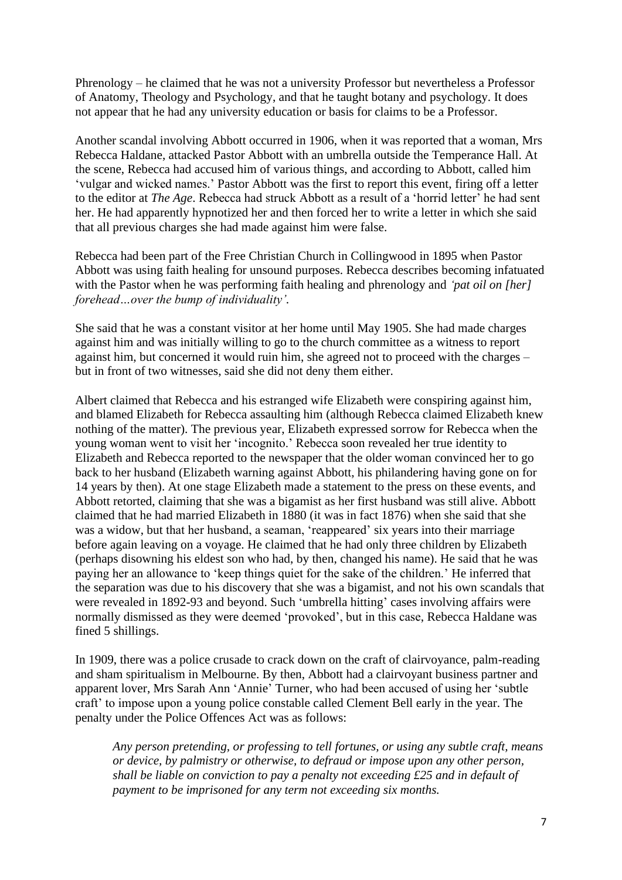Phrenology – he claimed that he was not a university Professor but nevertheless a Professor of Anatomy, Theology and Psychology, and that he taught botany and psychology. It does not appear that he had any university education or basis for claims to be a Professor.

Another scandal involving Abbott occurred in 1906, when it was reported that a woman, Mrs Rebecca Haldane, attacked Pastor Abbott with an umbrella outside the Temperance Hall. At the scene, Rebecca had accused him of various things, and according to Abbott, called him 'vulgar and wicked names.' Pastor Abbott was the first to report this event, firing off a letter to the editor at *The Age*. Rebecca had struck Abbott as a result of a 'horrid letter' he had sent her. He had apparently hypnotized her and then forced her to write a letter in which she said that all previous charges she had made against him were false.

Rebecca had been part of the Free Christian Church in Collingwood in 1895 when Pastor Abbott was using faith healing for unsound purposes. Rebecca describes becoming infatuated with the Pastor when he was performing faith healing and phrenology and *'pat oil on [her] forehead…over the bump of individuality'*.

She said that he was a constant visitor at her home until May 1905. She had made charges against him and was initially willing to go to the church committee as a witness to report against him, but concerned it would ruin him, she agreed not to proceed with the charges – but in front of two witnesses, said she did not deny them either.

Albert claimed that Rebecca and his estranged wife Elizabeth were conspiring against him, and blamed Elizabeth for Rebecca assaulting him (although Rebecca claimed Elizabeth knew nothing of the matter). The previous year, Elizabeth expressed sorrow for Rebecca when the young woman went to visit her 'incognito.' Rebecca soon revealed her true identity to Elizabeth and Rebecca reported to the newspaper that the older woman convinced her to go back to her husband (Elizabeth warning against Abbott, his philandering having gone on for 14 years by then). At one stage Elizabeth made a statement to the press on these events, and Abbott retorted, claiming that she was a bigamist as her first husband was still alive. Abbott claimed that he had married Elizabeth in 1880 (it was in fact 1876) when she said that she was a widow, but that her husband, a seaman, 'reappeared' six years into their marriage before again leaving on a voyage. He claimed that he had only three children by Elizabeth (perhaps disowning his eldest son who had, by then, changed his name). He said that he was paying her an allowance to 'keep things quiet for the sake of the children.' He inferred that the separation was due to his discovery that she was a bigamist, and not his own scandals that were revealed in 1892-93 and beyond. Such 'umbrella hitting' cases involving affairs were normally dismissed as they were deemed 'provoked', but in this case, Rebecca Haldane was fined 5 shillings.

In 1909, there was a police crusade to crack down on the craft of clairvoyance, palm-reading and sham spiritualism in Melbourne. By then, Abbott had a clairvoyant business partner and apparent lover, Mrs Sarah Ann 'Annie' Turner, who had been accused of using her 'subtle craft' to impose upon a young police constable called Clement Bell early in the year. The penalty under the Police Offences Act was as follows:

> *Any person pretending, or professing to tell fortunes, or using any subtle craft, means or device, by palmistry or otherwise, to defraud or impose upon any other person, shall be liable on conviction to pay a penalty not exceeding £25 and in default of payment to be imprisoned for any term not exceeding six months.*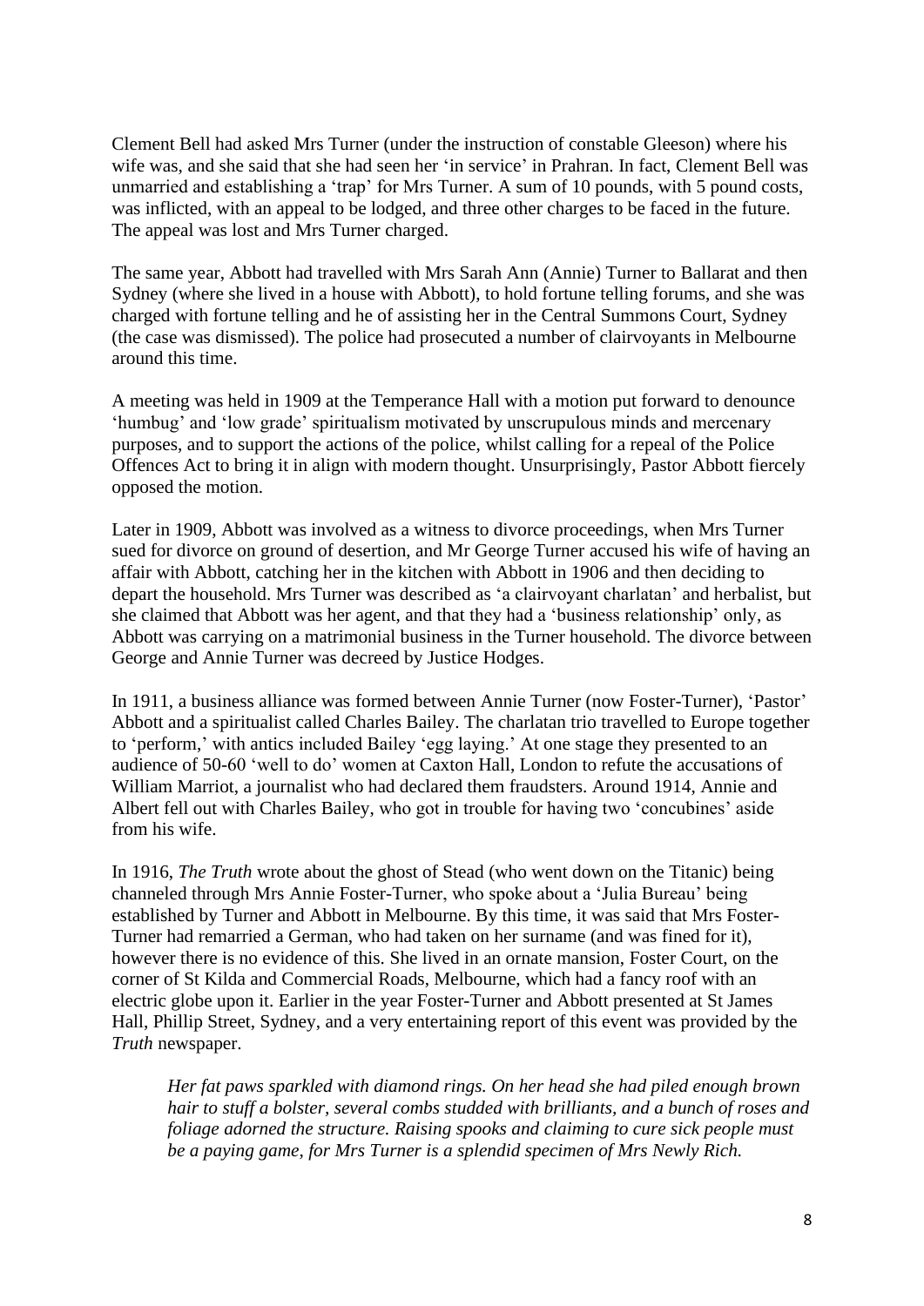Clement Bell had asked Mrs Turner (under the instruction of constable Gleeson) where his wife was, and she said that she had seen her 'in service' in Prahran. In fact, Clement Bell was unmarried and establishing a 'trap' for Mrs Turner. A sum of 10 pounds, with 5 pound costs, was inflicted, with an appeal to be lodged, and three other charges to be faced in the future. The appeal was lost and Mrs Turner charged.

The same year, Abbott had travelled with Mrs Sarah Ann (Annie) Turner to Ballarat and then Sydney (where she lived in a house with Abbott), to hold fortune telling forums, and she was charged with fortune telling and he of assisting her in the Central Summons Court, Sydney (the case was dismissed). The police had prosecuted a number of clairvoyants in Melbourne around this time.

A meeting was held in 1909 at the Temperance Hall with a motion put forward to denounce 'humbug' and 'low grade' spiritualism motivated by unscrupulous minds and mercenary purposes, and to support the actions of the police, whilst calling for a repeal of the Police Offences Act to bring it in align with modern thought. Unsurprisingly, Pastor Abbott fiercely opposed the motion.

Later in 1909, Abbott was involved as a witness to divorce proceedings, when Mrs Turner sued for divorce on ground of desertion, and Mr George Turner accused his wife of having an affair with Abbott, catching her in the kitchen with Abbott in 1906 and then deciding to depart the household. Mrs Turner was described as 'a clairvoyant charlatan' and herbalist, but she claimed that Abbott was her agent, and that they had a 'business relationship' only, as Abbott was carrying on a matrimonial business in the Turner household. The divorce between George and Annie Turner was decreed by Justice Hodges.

In 1911, a business alliance was formed between Annie Turner (now Foster-Turner), 'Pastor' Abbott and a spiritualist called Charles Bailey. The charlatan trio travelled to Europe together to 'perform,' with antics included Bailey 'egg laying.' At one stage they presented to an audience of 50-60 'well to do' women at Caxton Hall, London to refute the accusations of William Marriot, a journalist who had declared them fraudsters. Around 1914, Annie and Albert fell out with Charles Bailey, who got in trouble for having two 'concubines' aside from his wife.

In 1916, *The Truth* wrote about the ghost of Stead (who went down on the Titanic) being channeled through Mrs Annie Foster-Turner, who spoke about a 'Julia Bureau' being established by Turner and Abbott in Melbourne. By this time, it was said that Mrs Foster-Turner had remarried a German, who had taken on her surname (and was fined for it), however there is no evidence of this. She lived in an ornate mansion, Foster Court, on the corner of St Kilda and Commercial Roads, Melbourne, which had a fancy roof with an electric globe upon it. Earlier in the year Foster-Turner and Abbott presented at St James Hall, Phillip Street, Sydney, and a very entertaining report of this event was provided by the *Truth* newspaper.

> *Her fat paws sparkled with diamond rings. On her head she had piled enough brown hair to stuff a bolster, several combs studded with brilliants, and a bunch of roses and foliage adorned the structure. Raising spooks and claiming to cure sick people must be a paying game, for Mrs Turner is a splendid specimen of Mrs Newly Rich.*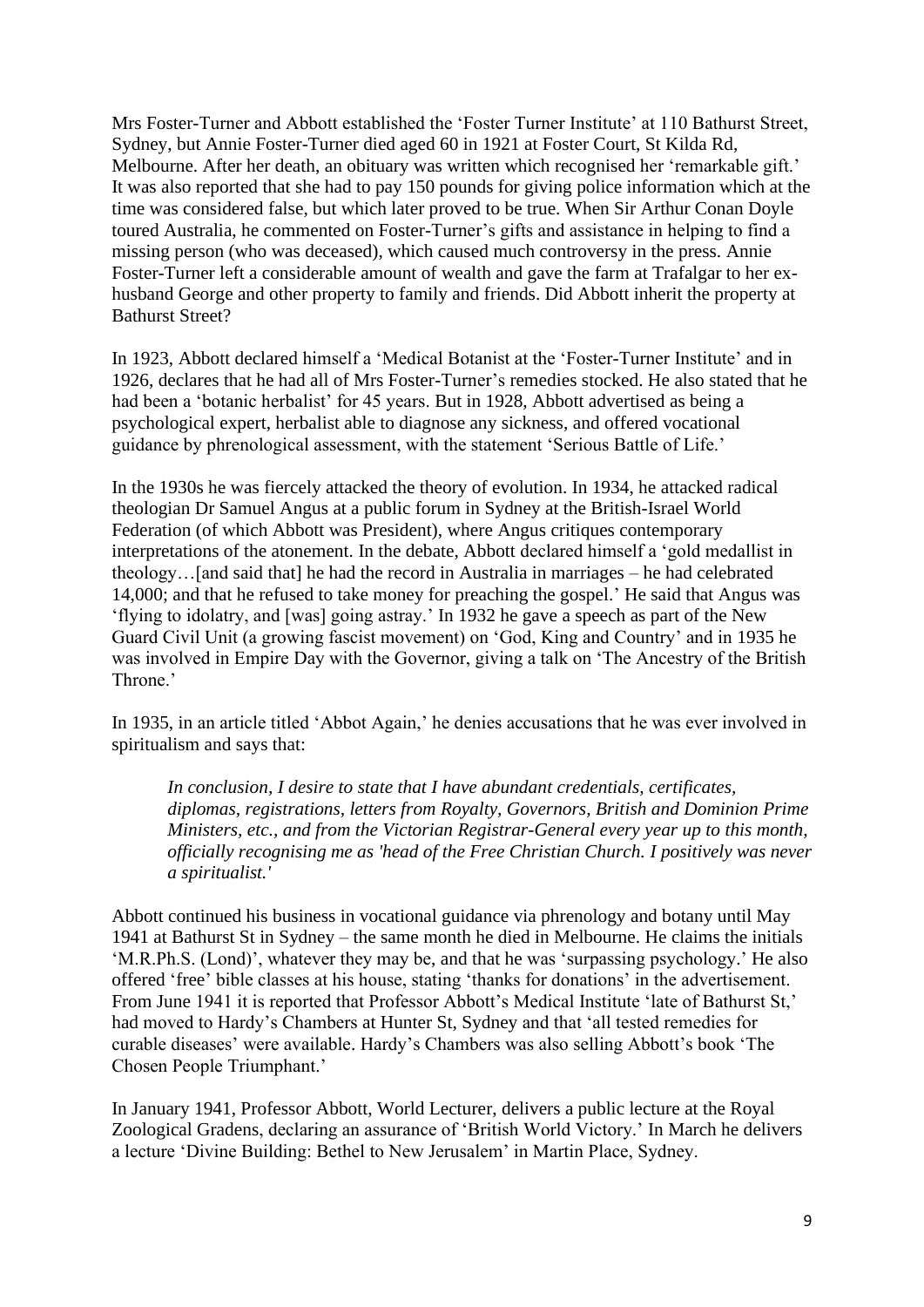Mrs Foster-Turner and Abbott established the 'Foster Turner Institute' at 110 Bathurst Street, Sydney, but Annie Foster-Turner died aged 60 in 1921 at Foster Court, St Kilda Rd, Melbourne. After her death, an obituary was written which recognised her 'remarkable gift.' It was also reported that she had to pay 150 pounds for giving police information which at the time was considered false, but which later proved to be true. When Sir Arthur Conan Doyle toured Australia, he commented on Foster-Turner's gifts and assistance in helping to find a missing person (who was deceased), which caused much controversy in the press. Annie Foster-Turner left a considerable amount of wealth and gave the farm at Trafalgar to her ex-husband George and other property to family and friends. Did Abbott inherit the property at Bathurst Street?

In 1923, Abbott declared himself a 'Medical Botanist at the 'Foster-Turner Institute' and in 1926, declares that he had all of Mrs Foster-Turner's remedies stocked. He also stated that he had been a 'botanic herbalist' for 45 years. But in 1928, Abbott advertised as being a psychological expert, herbalist able to diagnose any sickness, and offered vocational guidance by phrenological assessment, with the statement 'Serious Battle of Life.'

In the 1930s he was fiercely attacked the theory of evolution. In 1934, he attacked radical theologian Dr Samuel Angus at a public forum in Sydney at the British-Israel World Federation (of which Abbott was President), where Angus critiques contemporary interpretations of the atonement. In the debate, Abbott declared himself a 'gold medallist in theology…[and said that] he had the record in Australia in marriages – he had celebrated 14,000; and that he refused to take money for preaching the gospel.' He said that Angus was 'flying to idolatry, and [was] going astray.' In 1932 he gave a speech as part of the New Guard Civil Unit (a growing fascist movement) on 'God, King and Country' and in 1935 he was involved in Empire Day with the Governor, giving a talk on 'The Ancestry of the British Throne.'

In 1935, in an article titled 'Abbot Again,' he denies accusations that he was ever involved in spiritualism and says that:

> *In conclusion, I desire to state that I have abundant credentials, certificates, diplomas, registrations, letters from Royalty, Governors, British and Dominion Prime Ministers, etc., and from the Victorian Registrar-General every year up to this month, officially recognising me as 'head of the Free Christian Church. I positively was never a spiritualist.'*

Abbott continued his business in vocational guidance via phrenology and botany until May 1941 at Bathurst St in Sydney – the same month he died in Melbourne. He claims the initials 'M.R.Ph.S. (Lond)', whatever they may be, and that he was 'surpassing psychology.' He also offered 'free' bible classes at his house, stating 'thanks for donations' in the advertisement. From June 1941 it is reported that Professor Abbott's Medical Institute 'late of Bathurst St,' had moved to Hardy's Chambers at Hunter St, Sydney and that 'all tested remedies for curable diseases' were available. Hardy's Chambers was also selling Abbott's book 'The Chosen People Triumphant.'

In January 1941, Professor Abbott, World Lecturer, delivers a public lecture at the Royal Zoological Gradens, declaring an assurance of 'British World Victory.' In March he delivers a lecture 'Divine Building: Bethel to New Jerusalem' in Martin Place, Sydney.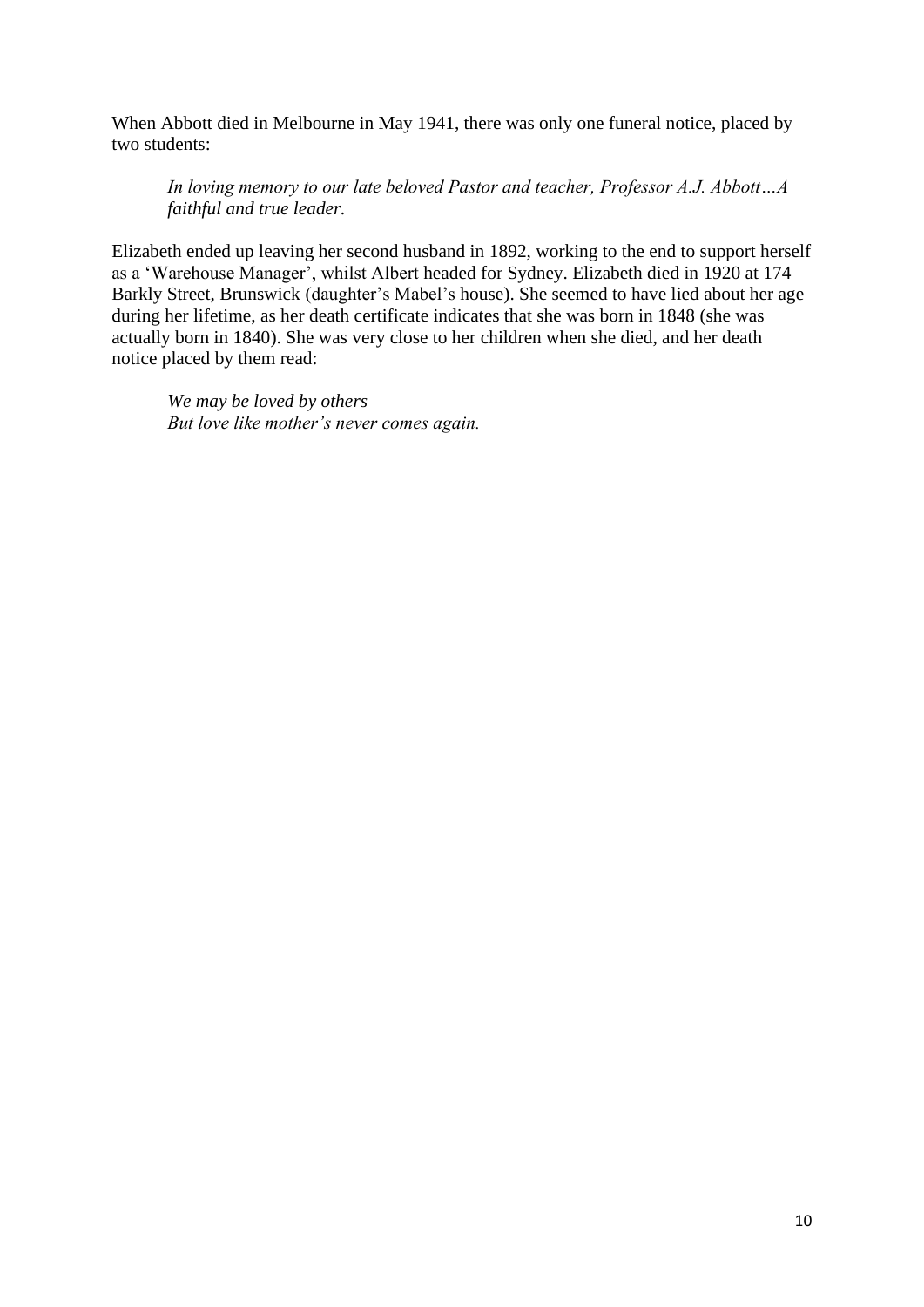When Abbott died in Melbourne in May 1941, there was only one funeral notice, placed by two students:

> *In loving memory to our late beloved Pastor and teacher, Professor A.J. Abbott…A faithful and true leader.*

Elizabeth ended up leaving her second husband in 1892, working to the end to support herself as a 'Warehouse Manager', whilst Albert headed for Sydney. Elizabeth died in 1920 at 174 Barkly Street, Brunswick (daughter's Mabel's house). She seemed to have lied about her age during her lifetime, as her death certificate indicates that she was born in 1848 (she was actually born in 1840). She was very close to her children when she died, and her death notice placed by them read:

> *We may be loved by others*
> *But love like mother's never comes again.*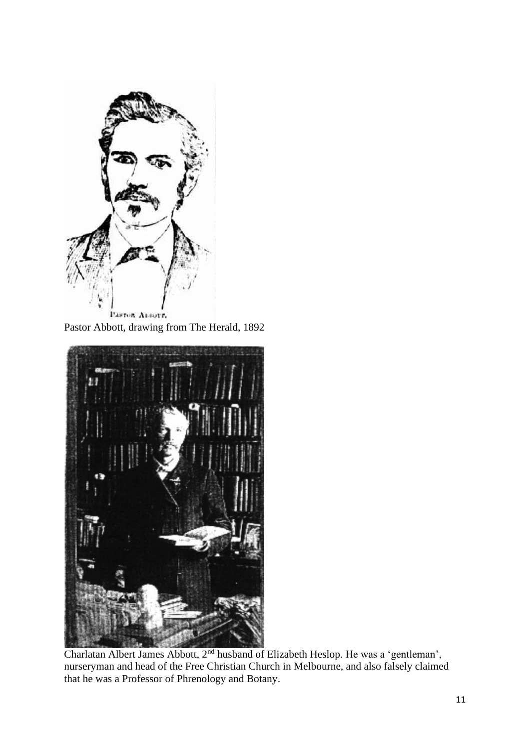PASTOR ABBOTT.

Pastor Abbott, drawing from The Herald, 1892

Charlatan Albert James Abbott, 2nd husband of Elizabeth Heslop. He was a 'gentleman', nurseryman and head of the Free Christian Church in Melbourne, and also falsely claimed that he was a Professor of Phrenology and Botany.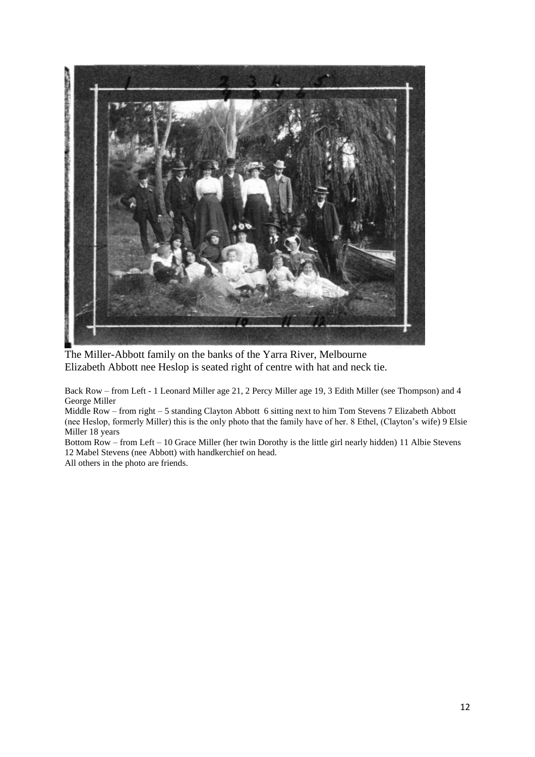The Miller-Abbott family on the banks of the Yarra River, Melbourne
Elizabeth Abbott nee Heslop is seated right of centre with hat and neck tie.

Back Row – from Left - 1 Leonard Miller age 21, 2 Percy Miller age 19, 3 Edith Miller (see Thompson) and 4 George Miller

Middle Row – from right – 5 standing Clayton Abbott 6 sitting next to him Tom Stevens 7 Elizabeth Abbott (nee Heslop, formerly Miller) this is the only photo that the family have of her. 8 Ethel, (Clayton's wife) 9 Elsie Miller 18 years

Bottom Row – from Left – 10 Grace Miller (her twin Dorothy is the little girl nearly hidden) 11 Albie Stevens 12 Mabel Stevens (nee Abbott) with handkerchief on head.

All others in the photo are friends.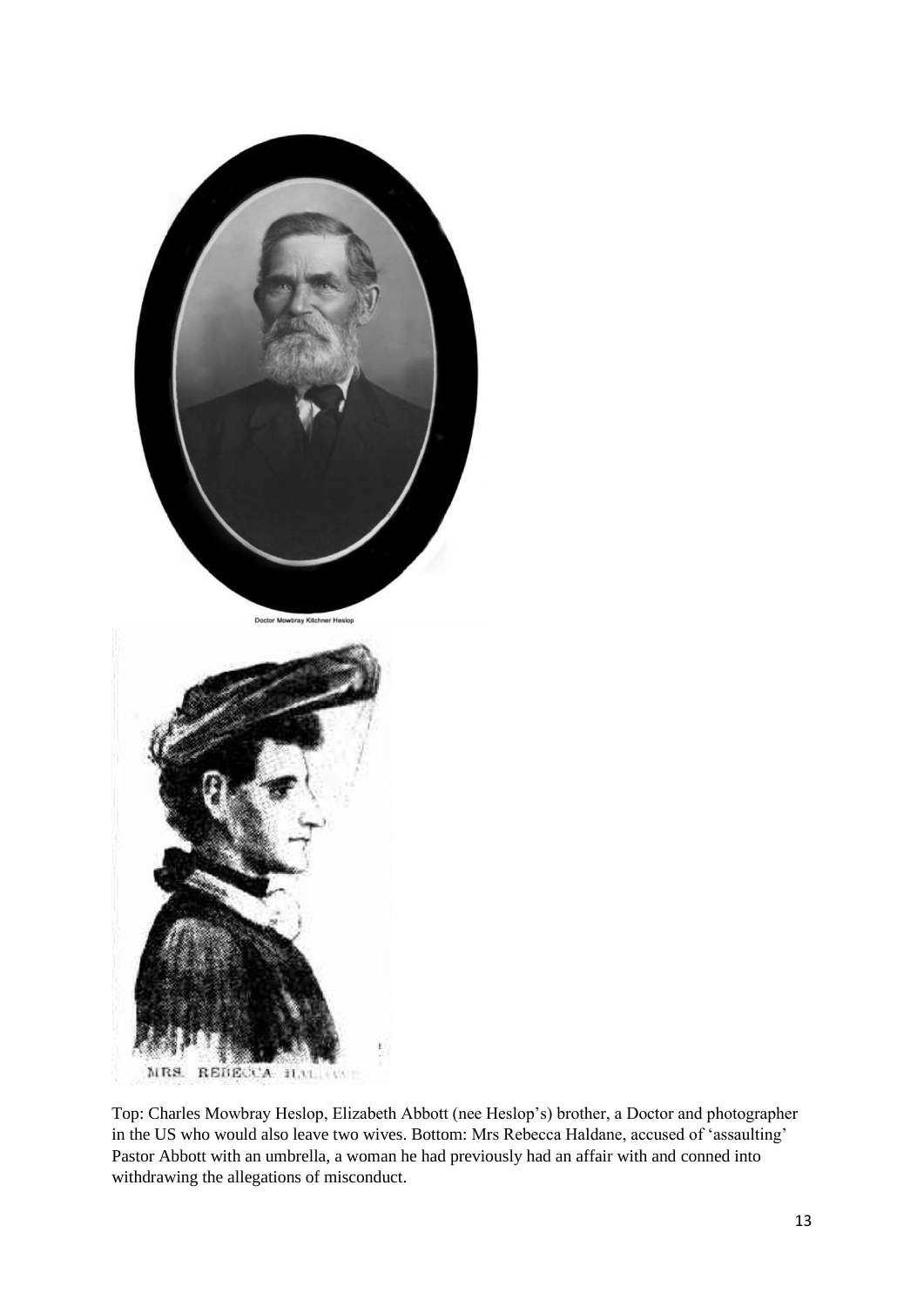Doctor Mowbray Kitchner Heslop

MRS. REBECCA HAL...

Top: Charles Mowbray Heslop, Elizabeth Abbott (nee Heslop's) brother, a Doctor and photographer in the US who would also leave two wives. Bottom: Mrs Rebecca Haldane, accused of 'assaulting' Pastor Abbott with an umbrella, a woman he had previously had an affair with and conned into withdrawing the allegations of misconduct.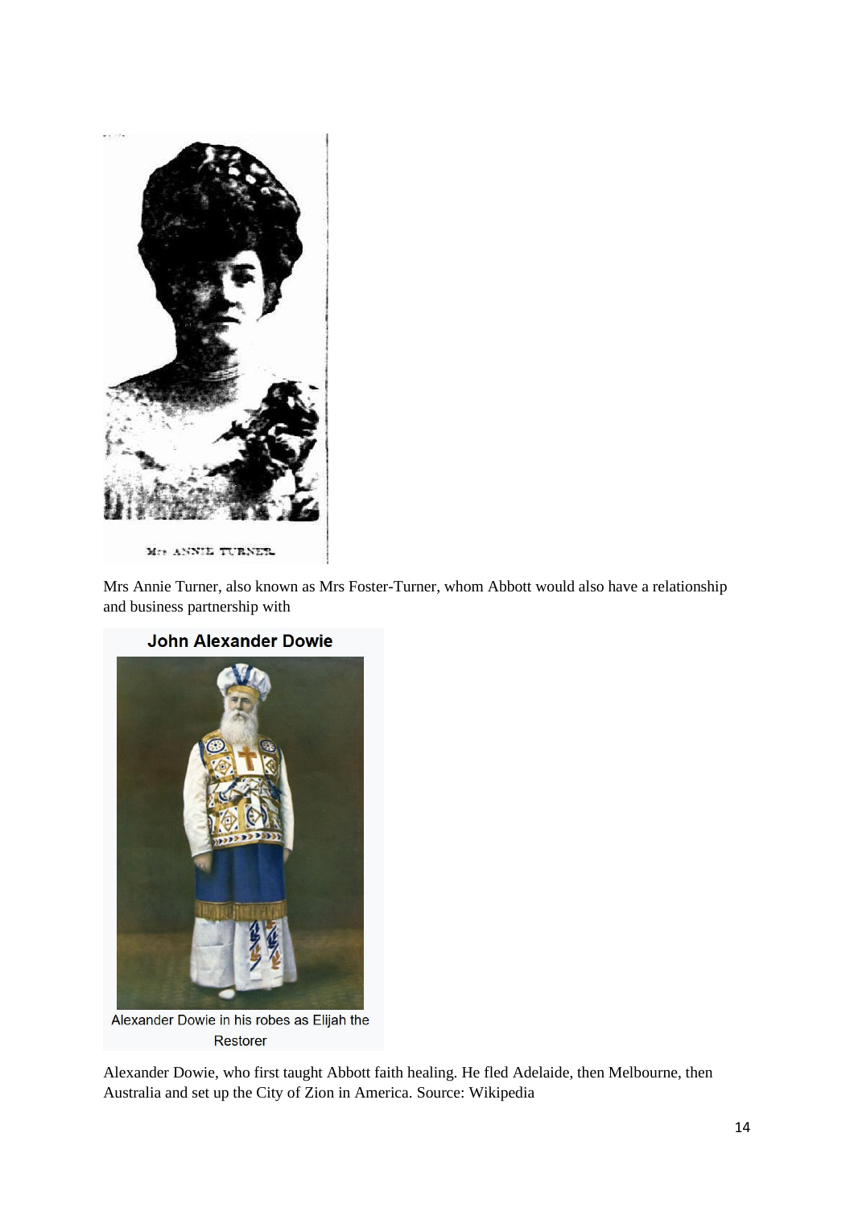Mrs ANNIE TURNER.

Mrs Annie Turner, also known as Mrs Foster-Turner, whom Abbott would also have a relationship and business partnership with

**John Alexander Dowie**

Alexander Dowie in his robes as Elijah the Restorer

Alexander Dowie, who first taught Abbott faith healing. He fled Adelaide, then Melbourne, then Australia and set up the City of Zion in America. Source: Wikipedia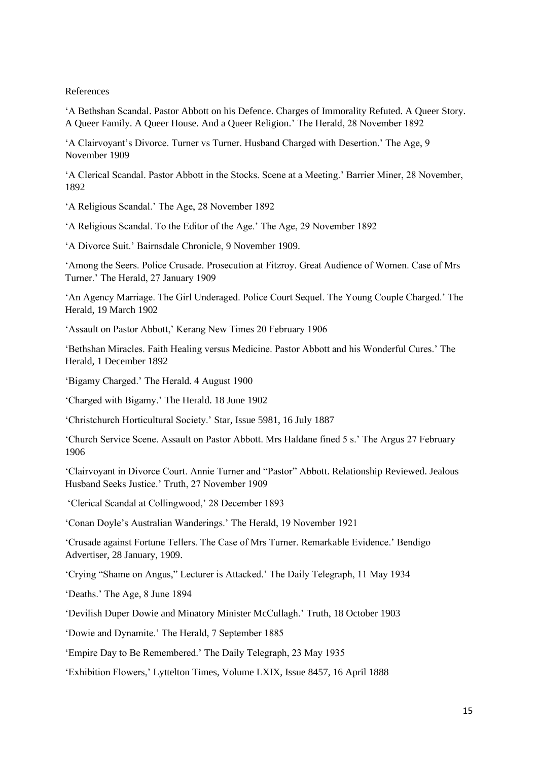References

'A Bethshan Scandal. Pastor Abbott on his Defence. Charges of Immorality Refuted. A Queer Story. A Queer Family. A Queer House. And a Queer Religion.' The Herald, 28 November 1892

'A Clairvoyant's Divorce. Turner vs Turner. Husband Charged with Desertion.' The Age, 9 November 1909

'A Clerical Scandal. Pastor Abbott in the Stocks. Scene at a Meeting.' Barrier Miner, 28 November, 1892

'A Religious Scandal.' The Age, 28 November 1892

'A Religious Scandal. To the Editor of the Age.' The Age, 29 November 1892

'A Divorce Suit.' Bairnsdale Chronicle, 9 November 1909.

'Among the Seers. Police Crusade. Prosecution at Fitzroy. Great Audience of Women. Case of Mrs Turner.' The Herald, 27 January 1909

'An Agency Marriage. The Girl Underaged. Police Court Sequel. The Young Couple Charged.' The Herald, 19 March 1902

'Assault on Pastor Abbott,' Kerang New Times 20 February 1906

'Bethshan Miracles. Faith Healing versus Medicine. Pastor Abbott and his Wonderful Cures.' The Herald, 1 December 1892

'Bigamy Charged.' The Herald. 4 August 1900

'Charged with Bigamy.' The Herald. 18 June 1902

'Christchurch Horticultural Society.' Star, Issue 5981, 16 July 1887

'Church Service Scene. Assault on Pastor Abbott. Mrs Haldane fined 5 s.' The Argus 27 February 1906

'Clairvoyant in Divorce Court. Annie Turner and "Pastor" Abbott. Relationship Reviewed. Jealous Husband Seeks Justice.' Truth, 27 November 1909

'Clerical Scandal at Collingwood,' 28 December 1893

'Conan Doyle's Australian Wanderings.' The Herald, 19 November 1921

'Crusade against Fortune Tellers. The Case of Mrs Turner. Remarkable Evidence.' Bendigo Advertiser, 28 January, 1909.

'Crying "Shame on Angus," Lecturer is Attacked.' The Daily Telegraph, 11 May 1934

'Deaths.' The Age, 8 June 1894

'Devilish Duper Dowie and Minatory Minister McCullagh.' Truth, 18 October 1903

'Dowie and Dynamite.' The Herald, 7 September 1885

'Empire Day to Be Remembered.' The Daily Telegraph, 23 May 1935

'Exhibition Flowers,' Lyttelton Times, Volume LXIX, Issue 8457, 16 April 1888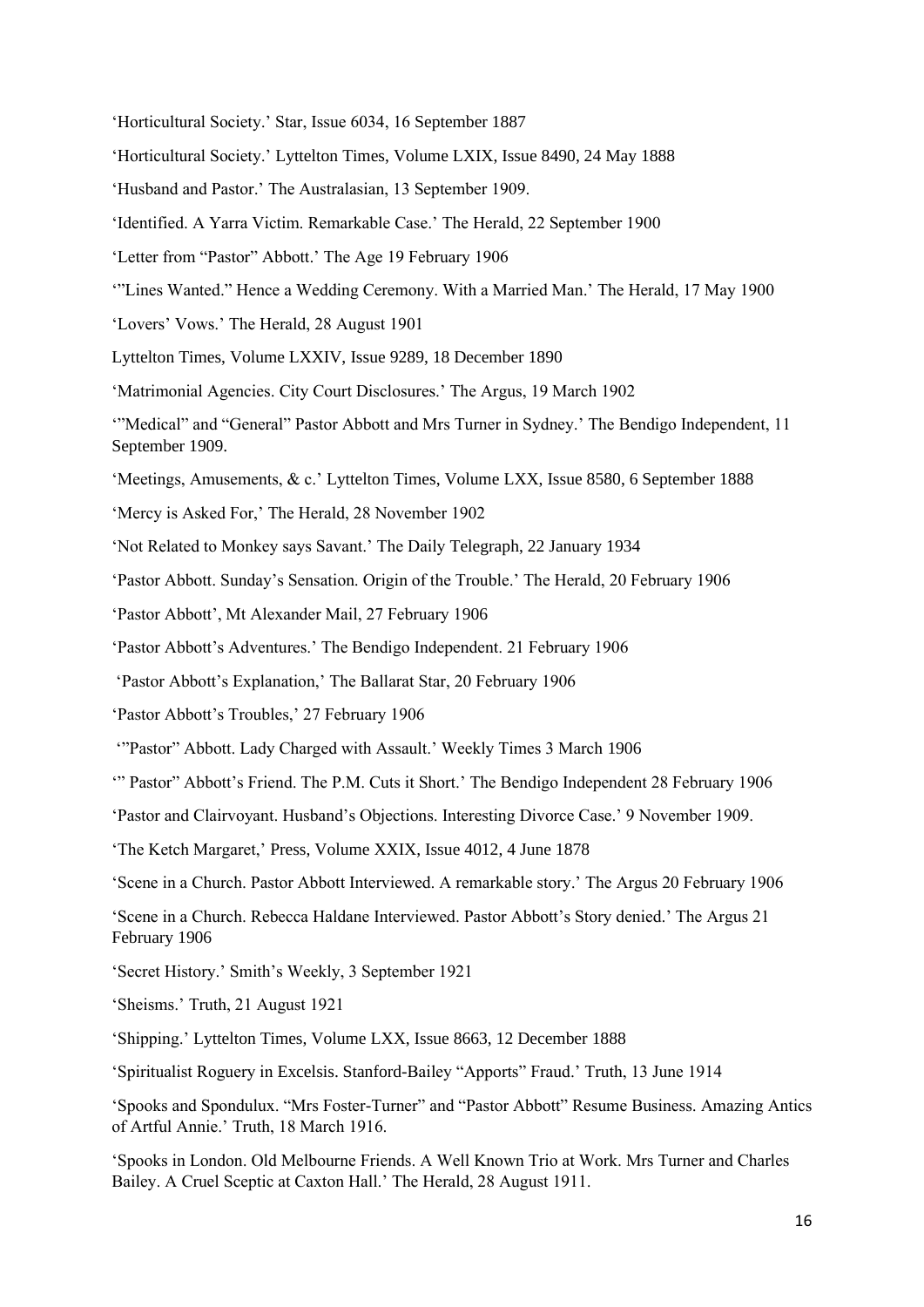'Horticultural Society.' Star, Issue 6034, 16 September 1887

'Horticultural Society.' Lyttelton Times, Volume LXIX, Issue 8490, 24 May 1888

'Husband and Pastor.' The Australasian, 13 September 1909.

'Identified. A Yarra Victim. Remarkable Case.' The Herald, 22 September 1900

'Letter from "Pastor" Abbott.' The Age 19 February 1906

'"Lines Wanted." Hence a Wedding Ceremony. With a Married Man.' The Herald, 17 May 1900

'Lovers' Vows.' The Herald, 28 August 1901

Lyttelton Times, Volume LXXIV, Issue 9289, 18 December 1890

'Matrimonial Agencies. City Court Disclosures.' The Argus, 19 March 1902

'"Medical" and "General" Pastor Abbott and Mrs Turner in Sydney.' The Bendigo Independent, 11 September 1909.

'Meetings, Amusements, & c.' Lyttelton Times, Volume LXX, Issue 8580, 6 September 1888

'Mercy is Asked For,' The Herald, 28 November 1902

'Not Related to Monkey says Savant.' The Daily Telegraph, 22 January 1934

'Pastor Abbott. Sunday's Sensation. Origin of the Trouble.' The Herald, 20 February 1906

'Pastor Abbott', Mt Alexander Mail, 27 February 1906

'Pastor Abbott's Adventures.' The Bendigo Independent. 21 February 1906

'Pastor Abbott's Explanation,' The Ballarat Star, 20 February 1906

'Pastor Abbott's Troubles,' 27 February 1906

'"Pastor" Abbott. Lady Charged with Assault.' Weekly Times 3 March 1906

'" Pastor" Abbott's Friend. The P.M. Cuts it Short.' The Bendigo Independent 28 February 1906

'Pastor and Clairvoyant. Husband's Objections. Interesting Divorce Case.' 9 November 1909.

'The Ketch Margaret,' Press, Volume XXIX, Issue 4012, 4 June 1878

'Scene in a Church. Pastor Abbott Interviewed. A remarkable story.' The Argus 20 February 1906

'Scene in a Church. Rebecca Haldane Interviewed. Pastor Abbott's Story denied.' The Argus 21 February 1906

'Secret History.' Smith's Weekly, 3 September 1921

'Sheisms.' Truth, 21 August 1921

'Shipping.' Lyttelton Times, Volume LXX, Issue 8663, 12 December 1888

'Spiritualist Roguery in Excelsis. Stanford-Bailey "Apports" Fraud.' Truth, 13 June 1914

'Spooks and Spondulux. "Mrs Foster-Turner" and "Pastor Abbott" Resume Business. Amazing Antics of Artful Annie.' Truth, 18 March 1916.

'Spooks in London. Old Melbourne Friends. A Well Known Trio at Work. Mrs Turner and Charles Bailey. A Cruel Sceptic at Caxton Hall.' The Herald, 28 August 1911.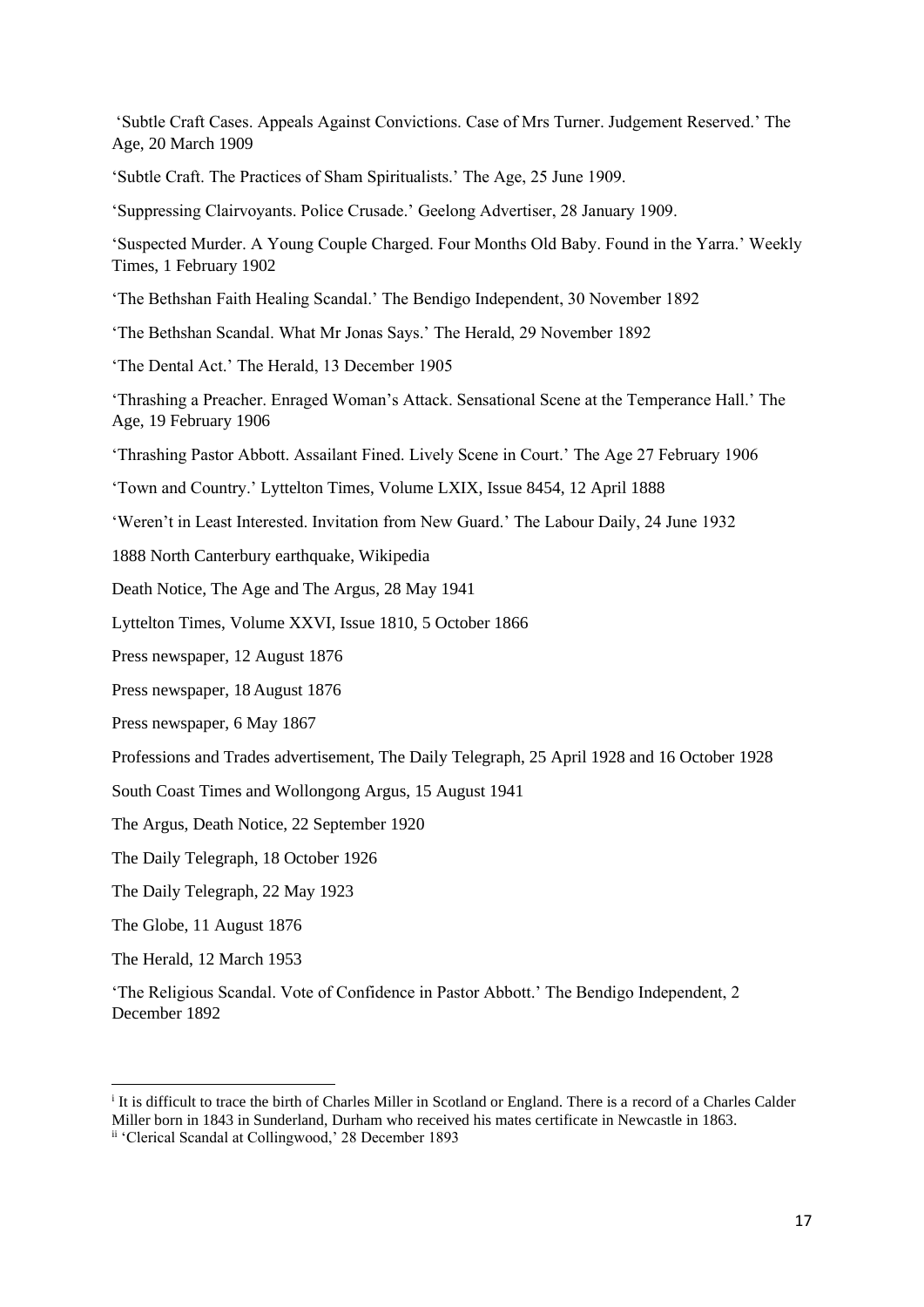'Subtle Craft Cases. Appeals Against Convictions. Case of Mrs Turner. Judgement Reserved.' The Age, 20 March 1909

'Subtle Craft. The Practices of Sham Spiritualists.' The Age, 25 June 1909.

'Suppressing Clairvoyants. Police Crusade.' Geelong Advertiser, 28 January 1909.

'Suspected Murder. A Young Couple Charged. Four Months Old Baby. Found in the Yarra.' Weekly Times, 1 February 1902

'The Bethshan Faith Healing Scandal.' The Bendigo Independent, 30 November 1892

'The Bethshan Scandal. What Mr Jonas Says.' The Herald, 29 November 1892

'The Dental Act.' The Herald, 13 December 1905

'Thrashing a Preacher. Enraged Woman's Attack. Sensational Scene at the Temperance Hall.' The Age, 19 February 1906

'Thrashing Pastor Abbott. Assailant Fined. Lively Scene in Court.' The Age 27 February 1906

'Town and Country.' Lyttelton Times, Volume LXIX, Issue 8454, 12 April 1888

'Weren't in Least Interested. Invitation from New Guard.' The Labour Daily, 24 June 1932

1888 North Canterbury earthquake, Wikipedia

Death Notice, The Age and The Argus, 28 May 1941

Lyttelton Times, Volume XXVI, Issue 1810, 5 October 1866

Press newspaper, 12 August 1876

Press newspaper, 18 August 1876

Press newspaper, 6 May 1867

Professions and Trades advertisement, The Daily Telegraph, 25 April 1928 and 16 October 1928

South Coast Times and Wollongong Argus, 15 August 1941

The Argus, Death Notice, 22 September 1920

The Daily Telegraph, 18 October 1926

The Daily Telegraph, 22 May 1923

The Globe, 11 August 1876

The Herald, 12 March 1953

'The Religious Scandal. Vote of Confidence in Pastor Abbott.' The Bendigo Independent, 2 December 1892

---

[i] It is difficult to trace the birth of Charles Miller in Scotland or England. There is a record of a Charles Calder Miller born in 1843 in Sunderland, Durham who received his mates certificate in Newcastle in 1863.

[ii] 'Clerical Scandal at Collingwood,' 28 December 1893